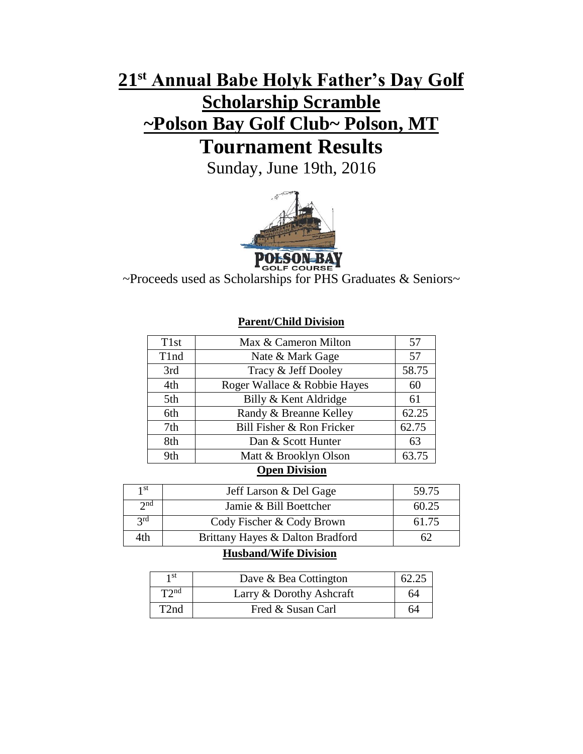# 21st Annual Babe Holyk Father's Day Golf Scholarship Scramble
# ~Polson Bay Golf Club~ Polson, MT
# Tournament Results

Sunday, June 19th, 2016

~Proceeds used as Scholarships for PHS Graduates & Seniors~

**Parent/Child Division**

| | | |
|---|---|---|
| T1st | Max & Cameron Milton | 57 |
| T1nd | Nate & Mark Gage | 57 |
| 3rd | Tracy & Jeff Dooley | 58.75 |
| 4th | Roger Wallace & Robbie Hayes | 60 |
| 5th | Billy & Kent Aldridge | 61 |
| 6th | Randy & Breanne Kelley | 62.25 |
| 7th | Bill Fisher & Ron Fricker | 62.75 |
| 8th | Dan & Scott Hunter | 63 |
| 9th | Matt & Brooklyn Olson | 63.75 |

**Open Division**

| | | |
|---|---|---|
| 1st | Jeff Larson & Del Gage | 59.75 |
| 2nd | Jamie & Bill Boettcher | 60.25 |
| 3rd | Cody Fischer & Cody Brown | 61.75 |
| 4th | Brittany Hayes & Dalton Bradford | 62 |

**Husband/Wife Division**

| | | |
|---|---|---|
| 1st | Dave & Bea Cottington | 62.25 |
| T2nd | Larry & Dorothy Ashcraft | 64 |
| T2nd | Fred & Susan Carl | 64 |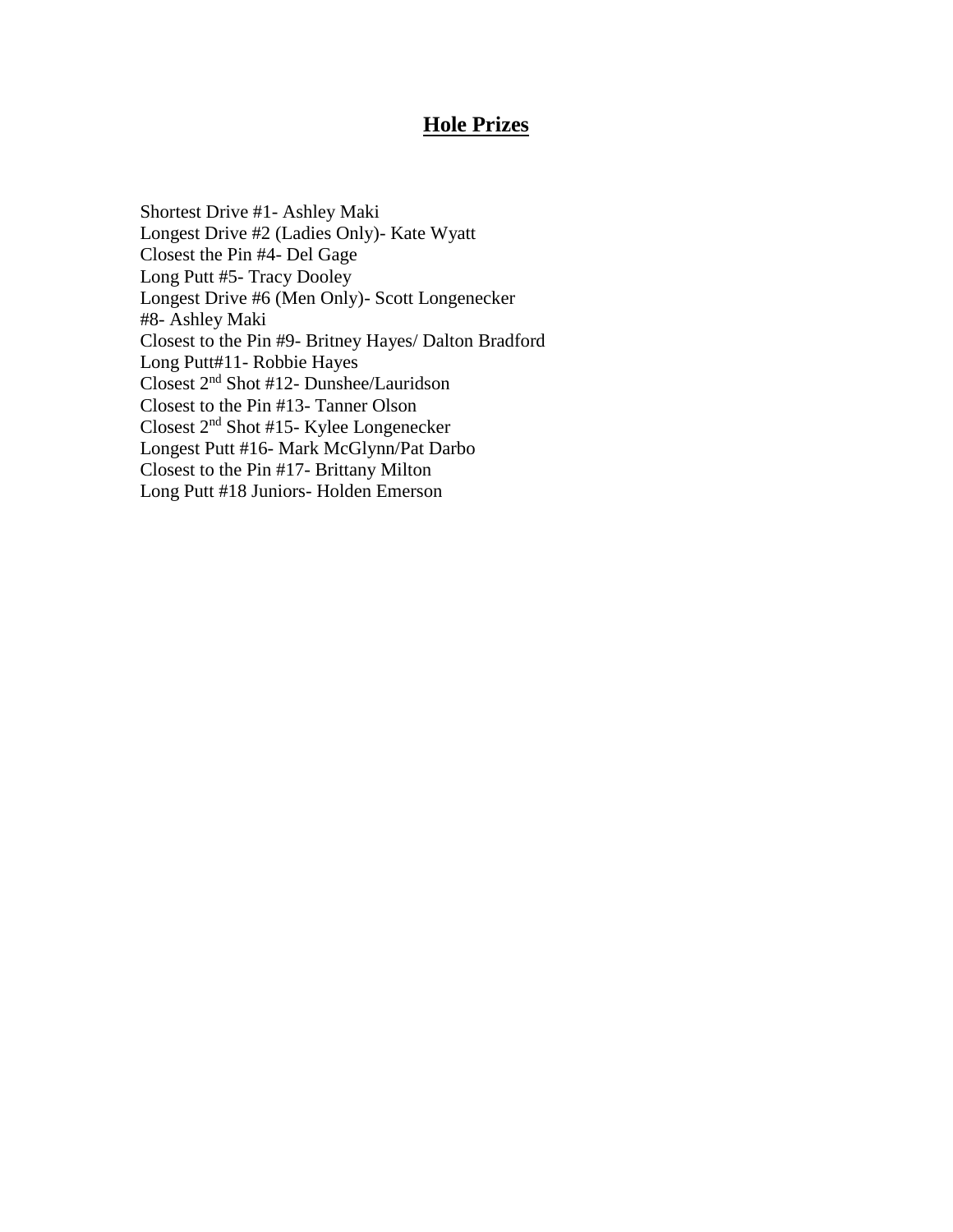## Hole Prizes

Shortest Drive #1- Ashley Maki
Longest Drive #2 (Ladies Only)- Kate Wyatt
Closest the Pin #4- Del Gage
Long Putt #5- Tracy Dooley
Longest Drive #6 (Men Only)- Scott Longenecker
#8- Ashley Maki
Closest to the Pin #9- Britney Hayes/ Dalton Bradford
Long Putt#11- Robbie Hayes
Closest 2nd Shot #12- Dunshee/Lauridson
Closest to the Pin #13- Tanner Olson
Closest 2nd Shot #15- Kylee Longenecker
Longest Putt #16- Mark McGlynn/Pat Darbo
Closest to the Pin #17- Brittany Milton
Long Putt #18 Juniors- Holden Emerson